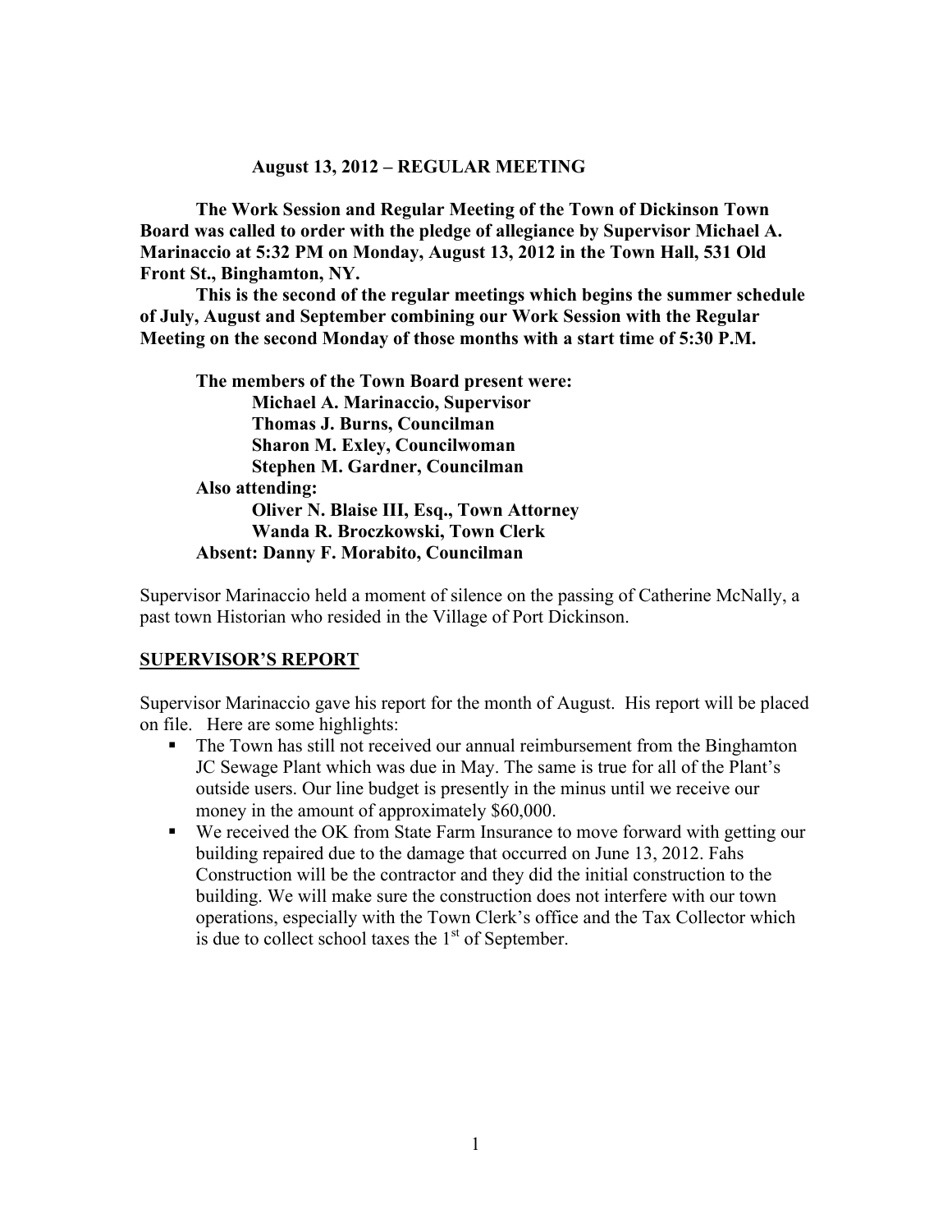**August 13, 2012 – REGULAR MEETING**

**The Work Session and Regular Meeting of the Town of Dickinson Town Board was called to order with the pledge of allegiance by Supervisor Michael A. Marinaccio at 5:32 PM on Monday, August 13, 2012 in the Town Hall, 531 Old Front St., Binghamton, NY.**

**This is the second of the regular meetings which begins the summer schedule of July, August and September combining our Work Session with the Regular Meeting on the second Monday of those months with a start time of 5:30 P.M.**

**The members of the Town Board present were:**
**Michael A. Marinaccio, Supervisor**
**Thomas J. Burns, Councilman**
**Sharon M. Exley, Councilwoman**
**Stephen M. Gardner, Councilman**
**Also attending:**
**Oliver N. Blaise III, Esq., Town Attorney**
**Wanda R. Broczkowski, Town Clerk**
**Absent: Danny F. Morabito, Councilman**

Supervisor Marinaccio held a moment of silence on the passing of Catherine McNally, a past town Historian who resided in the Village of Port Dickinson.

**SUPERVISOR'S REPORT**

Supervisor Marinaccio gave his report for the month of August. His report will be placed on file. Here are some highlights:

- The Town has still not received our annual reimbursement from the Binghamton JC Sewage Plant which was due in May. The same is true for all of the Plant's outside users. Our line budget is presently in the minus until we receive our money in the amount of approximately $60,000.
- We received the OK from State Farm Insurance to move forward with getting our building repaired due to the damage that occurred on June 13, 2012. Fahs Construction will be the contractor and they did the initial construction to the building. We will make sure the construction does not interfere with our town operations, especially with the Town Clerk's office and the Tax Collector which is due to collect school taxes the 1st of September.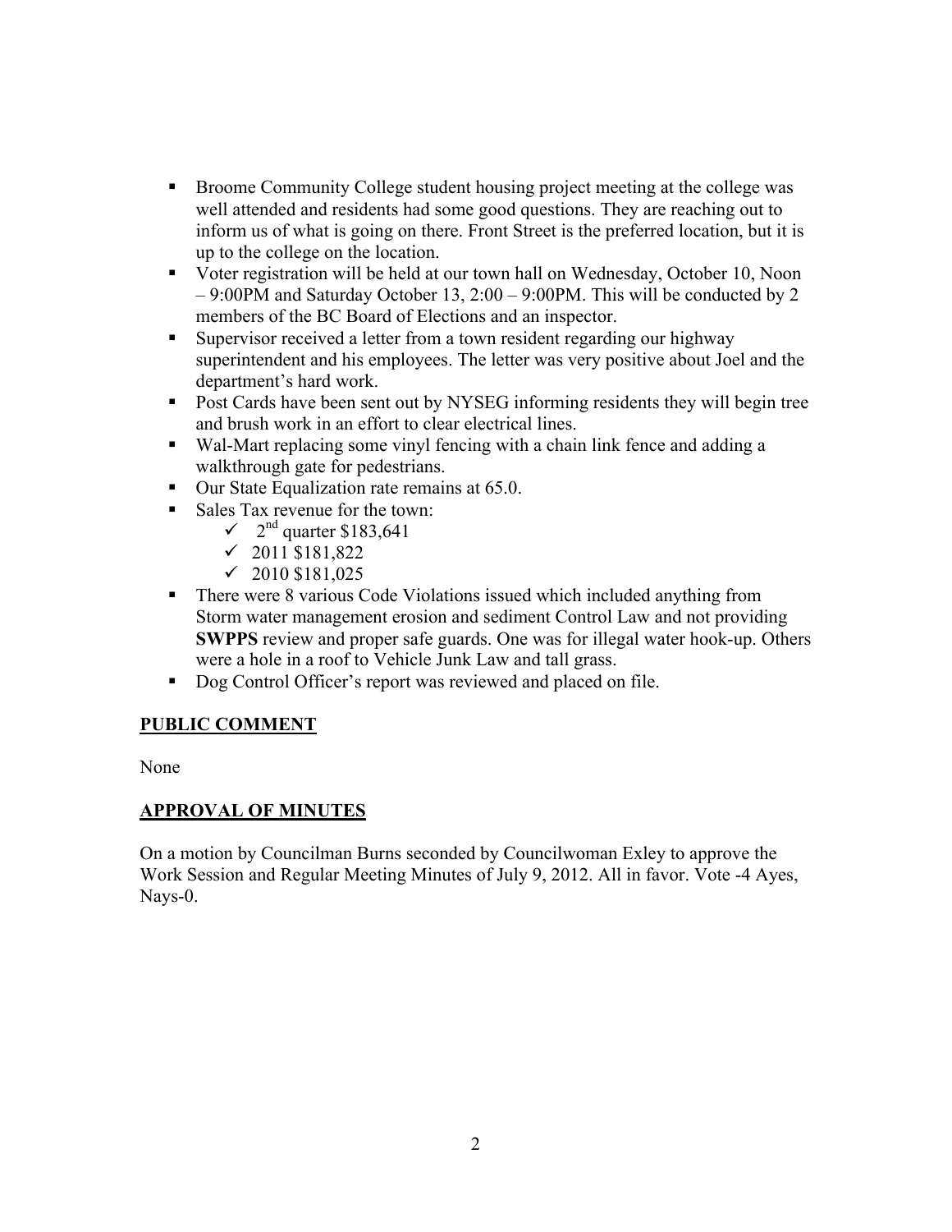- Broome Community College student housing project meeting at the college was well attended and residents had some good questions. They are reaching out to inform us of what is going on there. Front Street is the preferred location, but it is up to the college on the location.
- Voter registration will be held at our town hall on Wednesday, October 10, Noon – 9:00PM and Saturday October 13, 2:00 – 9:00PM. This will be conducted by 2 members of the BC Board of Elections and an inspector.
- Supervisor received a letter from a town resident regarding our highway superintendent and his employees. The letter was very positive about Joel and the department's hard work.
- Post Cards have been sent out by NYSEG informing residents they will begin tree and brush work in an effort to clear electrical lines.
- Wal-Mart replacing some vinyl fencing with a chain link fence and adding a walkthrough gate for pedestrians.
- Our State Equalization rate remains at 65.0.
- Sales Tax revenue for the town:
  - ✓ 2nd quarter $183,641
  - ✓ 2011 $181,822
  - ✓ 2010 $181,025
- There were 8 various Code Violations issued which included anything from Storm water management erosion and sediment Control Law and not providing **SWPPS** review and proper safe guards. One was for illegal water hook-up. Others were a hole in a roof to Vehicle Junk Law and tall grass.
- Dog Control Officer's report was reviewed and placed on file.

## PUBLIC COMMENT

None

## APPROVAL OF MINUTES

On a motion by Councilman Burns seconded by Councilwoman Exley to approve the Work Session and Regular Meeting Minutes of July 9, 2012. All in favor. Vote -4 Ayes, Nays-0.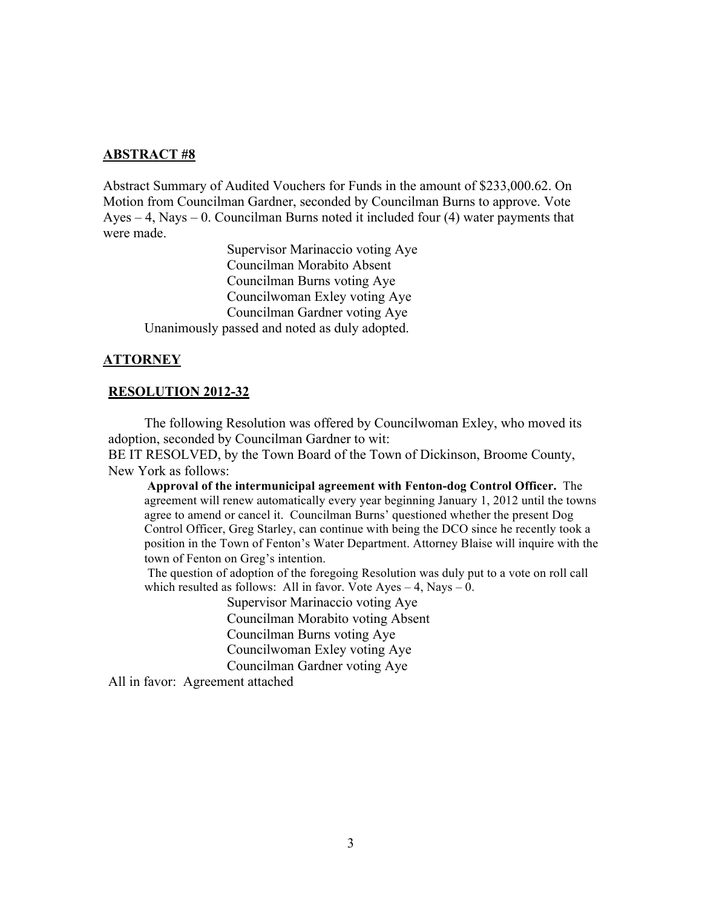## ABSTRACT #8

Abstract Summary of Audited Vouchers for Funds in the amount of $233,000.62. On Motion from Councilman Gardner, seconded by Councilman Burns to approve. Vote Ayes – 4, Nays – 0. Councilman Burns noted it included four (4) water payments that were made.

Supervisor Marinaccio voting Aye
Councilman Morabito Absent
Councilman Burns voting Aye
Councilwoman Exley voting Aye
Councilman Gardner voting Aye

Unanimously passed and noted as duly adopted.

## ATTORNEY

### RESOLUTION 2012-32

The following Resolution was offered by Councilwoman Exley, who moved its adoption, seconded by Councilman Gardner to wit:

BE IT RESOLVED, by the Town Board of the Town of Dickinson, Broome County, New York as follows:

**Approval of the intermunicipal agreement with Fenton-dog Control Officer.** The agreement will renew automatically every year beginning January 1, 2012 until the towns agree to amend or cancel it. Councilman Burns' questioned whether the present Dog Control Officer, Greg Starley, can continue with being the DCO since he recently took a position in the Town of Fenton's Water Department. Attorney Blaise will inquire with the town of Fenton on Greg's intention.

The question of adoption of the foregoing Resolution was duly put to a vote on roll call which resulted as follows: All in favor. Vote Ayes – 4, Nays – 0.

Supervisor Marinaccio voting Aye
Councilman Morabito voting Absent
Councilman Burns voting Aye
Councilwoman Exley voting Aye
Councilman Gardner voting Aye

All in favor: Agreement attached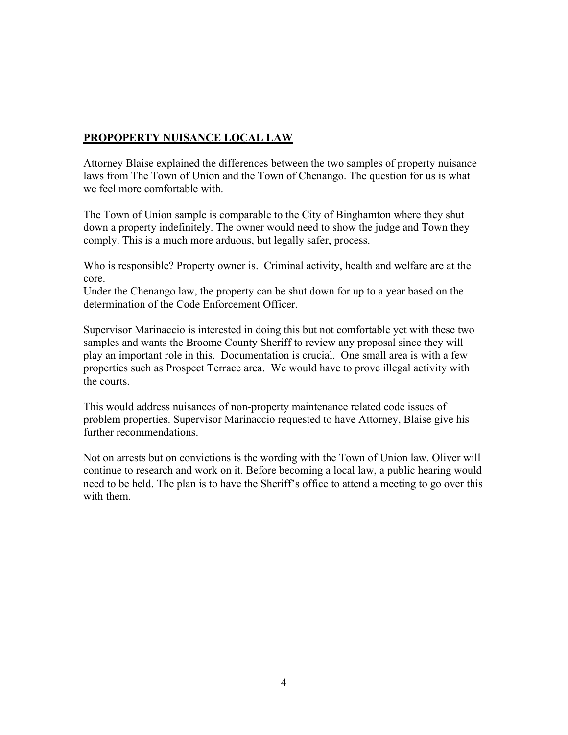**PROPOPERTY NUISANCE LOCAL LAW**

Attorney Blaise explained the differences between the two samples of property nuisance laws from The Town of Union and the Town of Chenango. The question for us is what we feel more comfortable with.

The Town of Union sample is comparable to the City of Binghamton where they shut down a property indefinitely. The owner would need to show the judge and Town they comply. This is a much more arduous, but legally safer, process.

Who is responsible? Property owner is. Criminal activity, health and welfare are at the core.
Under the Chenango law, the property can be shut down for up to a year based on the determination of the Code Enforcement Officer.

Supervisor Marinaccio is interested in doing this but not comfortable yet with these two samples and wants the Broome County Sheriff to review any proposal since they will play an important role in this. Documentation is crucial. One small area is with a few properties such as Prospect Terrace area. We would have to prove illegal activity with the courts.

This would address nuisances of non-property maintenance related code issues of problem properties. Supervisor Marinaccio requested to have Attorney, Blaise give his further recommendations.

Not on arrests but on convictions is the wording with the Town of Union law. Oliver will continue to research and work on it. Before becoming a local law, a public hearing would need to be held. The plan is to have the Sheriff's office to attend a meeting to go over this with them.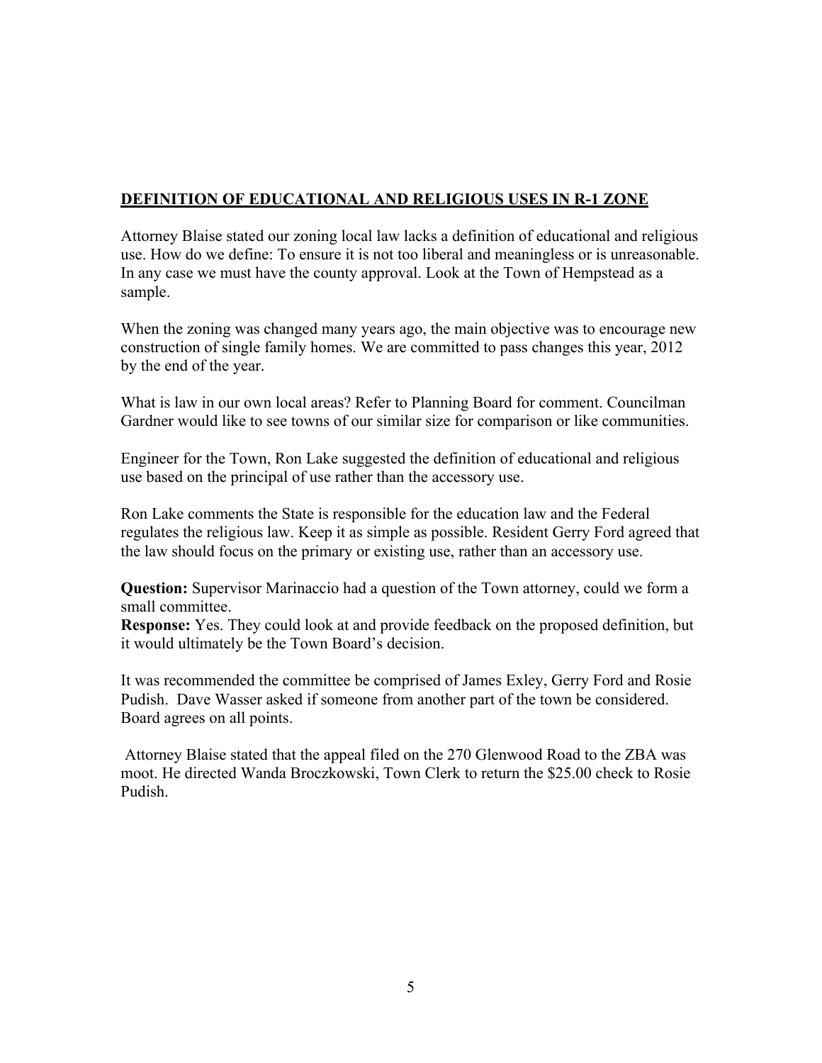**DEFINITION OF EDUCATIONAL AND RELIGIOUS USES IN R-1 ZONE**

Attorney Blaise stated our zoning local law lacks a definition of educational and religious use. How do we define: To ensure it is not too liberal and meaningless or is unreasonable. In any case we must have the county approval. Look at the Town of Hempstead as a sample.

When the zoning was changed many years ago, the main objective was to encourage new construction of single family homes. We are committed to pass changes this year, 2012 by the end of the year.

What is law in our own local areas? Refer to Planning Board for comment. Councilman Gardner would like to see towns of our similar size for comparison or like communities.

Engineer for the Town, Ron Lake suggested the definition of educational and religious use based on the principal of use rather than the accessory use.

Ron Lake comments the State is responsible for the education law and the Federal regulates the religious law. Keep it as simple as possible. Resident Gerry Ford agreed that the law should focus on the primary or existing use, rather than an accessory use.

**Question:** Supervisor Marinaccio had a question of the Town attorney, could we form a small committee.
**Response:** Yes. They could look at and provide feedback on the proposed definition, but it would ultimately be the Town Board's decision.

It was recommended the committee be comprised of James Exley, Gerry Ford and Rosie Pudish. Dave Wasser asked if someone from another part of the town be considered. Board agrees on all points.

Attorney Blaise stated that the appeal filed on the 270 Glenwood Road to the ZBA was moot. He directed Wanda Broczkowski, Town Clerk to return the $25.00 check to Rosie Pudish.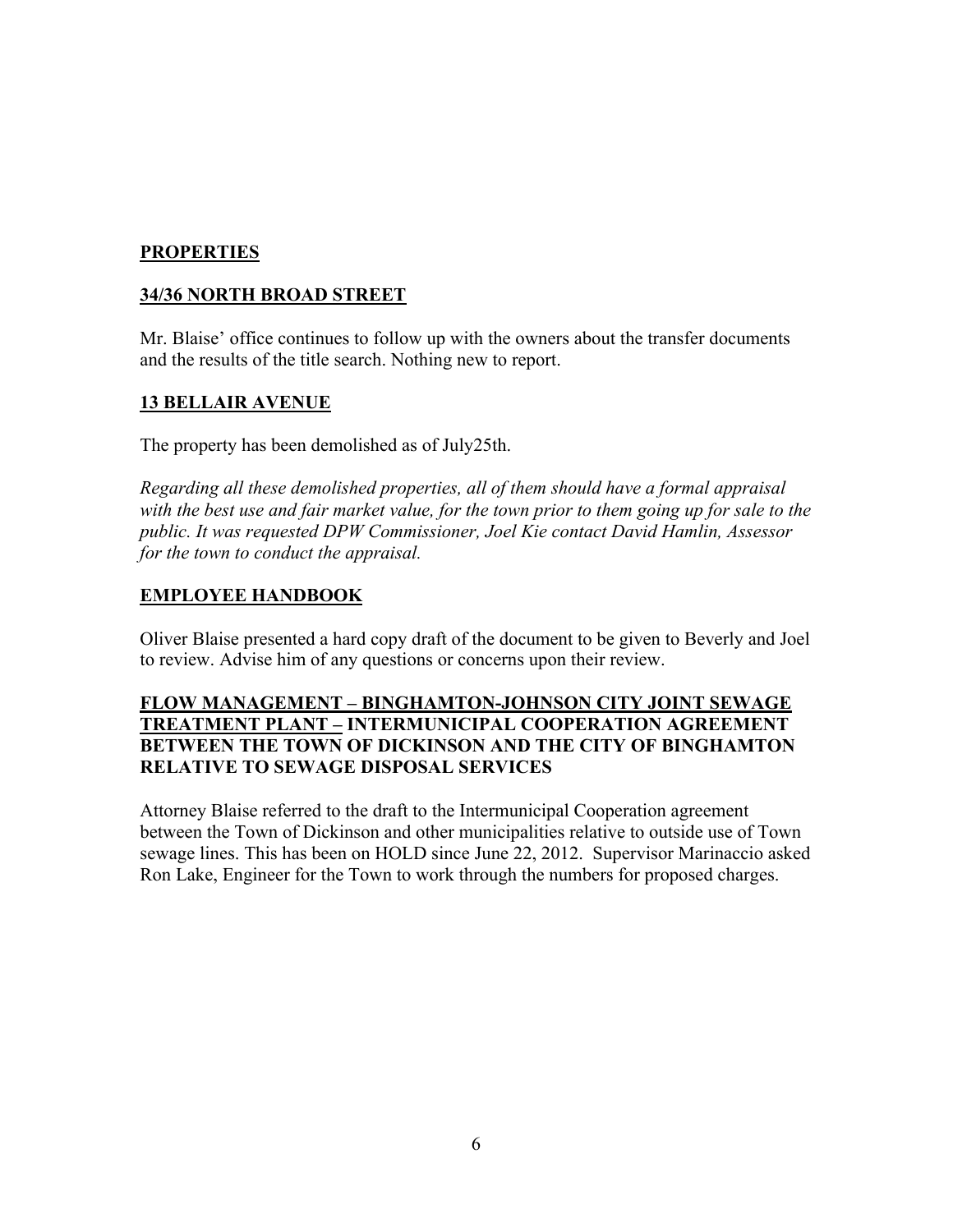## PROPERTIES

### 34/36 NORTH BROAD STREET

Mr. Blaise' office continues to follow up with the owners about the transfer documents and the results of the title search. Nothing new to report.

### 13 BELLAIR AVENUE

The property has been demolished as of July25th.

*Regarding all these demolished properties, all of them should have a formal appraisal with the best use and fair market value, for the town prior to them going up for sale to the public. It was requested DPW Commissioner, Joel Kie contact David Hamlin, Assessor for the town to conduct the appraisal.*

### EMPLOYEE HANDBOOK

Oliver Blaise presented a hard copy draft of the document to be given to Beverly and Joel to review. Advise him of any questions or concerns upon their review.

### FLOW MANAGEMENT – BINGHAMTON-JOHNSON CITY JOINT SEWAGE TREATMENT PLANT – INTERMUNICIPAL COOPERATION AGREEMENT BETWEEN THE TOWN OF DICKINSON AND THE CITY OF BINGHAMTON RELATIVE TO SEWAGE DISPOSAL SERVICES

Attorney Blaise referred to the draft to the Intermunicipal Cooperation agreement between the Town of Dickinson and other municipalities relative to outside use of Town sewage lines. This has been on HOLD since June 22, 2012. Supervisor Marinaccio asked Ron Lake, Engineer for the Town to work through the numbers for proposed charges.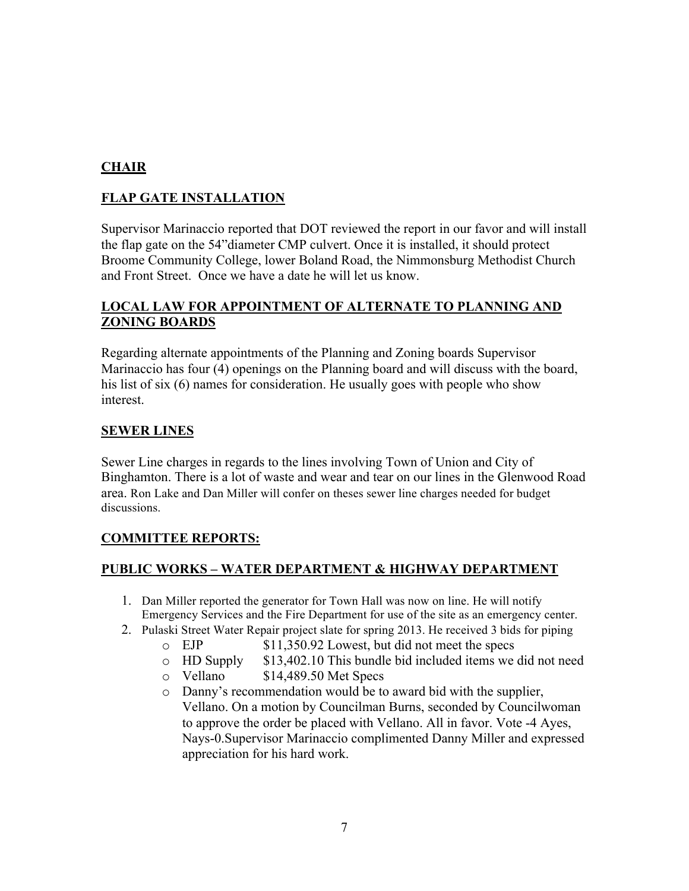## CHAIR

## FLAP GATE INSTALLATION

Supervisor Marinaccio reported that DOT reviewed the report in our favor and will install the flap gate on the 54"diameter CMP culvert. Once it is installed, it should protect Broome Community College, lower Boland Road, the Nimmonsburg Methodist Church and Front Street. Once we have a date he will let us know.

## LOCAL LAW FOR APPOINTMENT OF ALTERNATE TO PLANNING AND ZONING BOARDS

Regarding alternate appointments of the Planning and Zoning boards Supervisor Marinaccio has four (4) openings on the Planning board and will discuss with the board, his list of six (6) names for consideration. He usually goes with people who show interest.

## SEWER LINES

Sewer Line charges in regards to the lines involving Town of Union and City of Binghamton. There is a lot of waste and wear and tear on our lines in the Glenwood Road area. Ron Lake and Dan Miller will confer on theses sewer line charges needed for budget discussions.

## COMMITTEE REPORTS:

## PUBLIC WORKS – WATER DEPARTMENT & HIGHWAY DEPARTMENT

1. Dan Miller reported the generator for Town Hall was now on line. He will notify Emergency Services and the Fire Department for use of the site as an emergency center.
2. Pulaski Street Water Repair project slate for spring 2013. He received 3 bids for piping
   - EJP $11,350.92 Lowest, but did not meet the specs
   - HD Supply $13,402.10 This bundle bid included items we did not need
   - Vellano $14,489.50 Met Specs
   - Danny's recommendation would be to award bid with the supplier, Vellano. On a motion by Councilman Burns, seconded by Councilwoman to approve the order be placed with Vellano. All in favor. Vote -4 Ayes, Nays-0.Supervisor Marinaccio complimented Danny Miller and expressed appreciation for his hard work.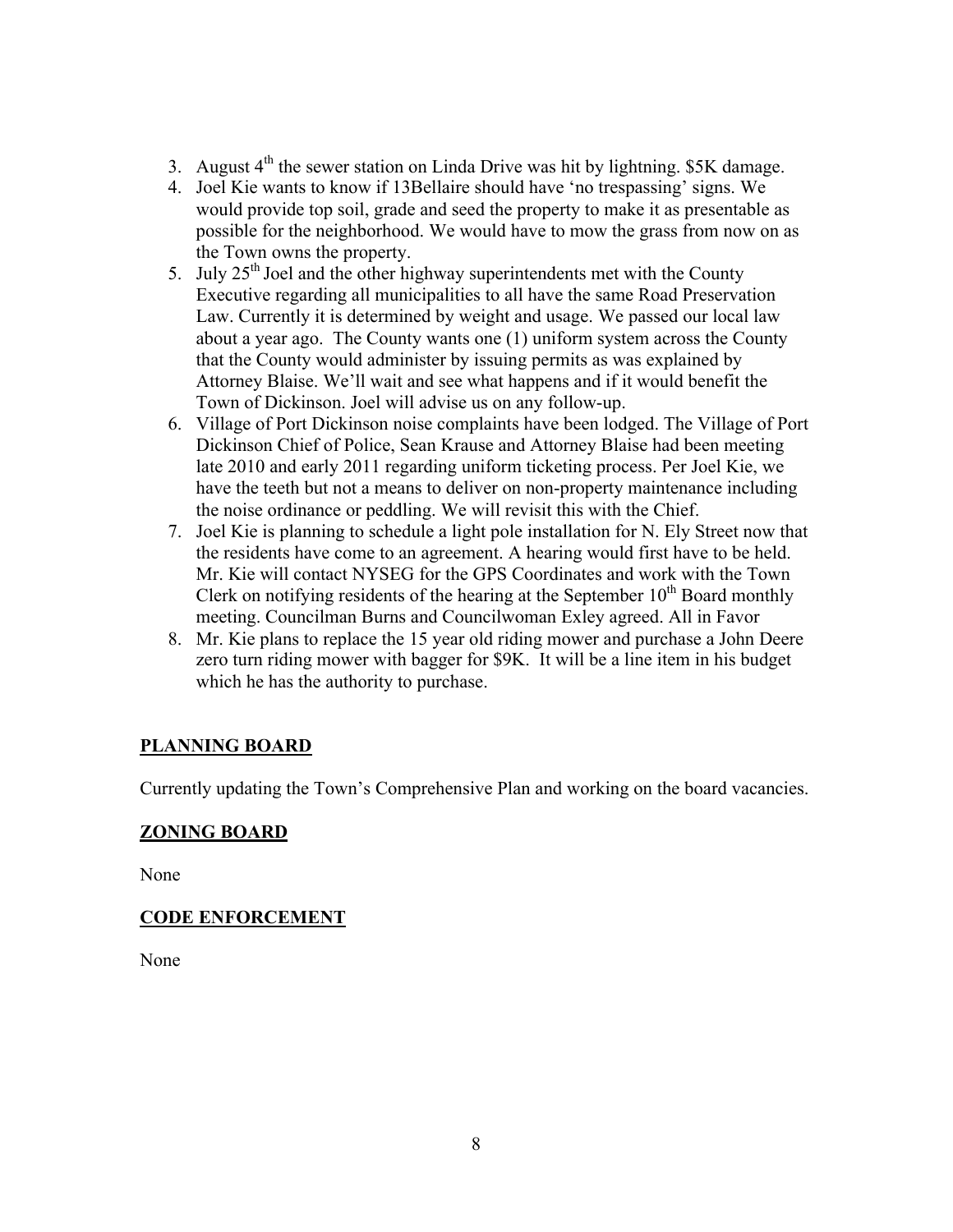3. August 4th the sewer station on Linda Drive was hit by lightning. $5K damage.
4. Joel Kie wants to know if 13Bellaire should have 'no trespassing' signs. We would provide top soil, grade and seed the property to make it as presentable as possible for the neighborhood. We would have to mow the grass from now on as the Town owns the property.
5. July 25th Joel and the other highway superintendents met with the County Executive regarding all municipalities to all have the same Road Preservation Law. Currently it is determined by weight and usage. We passed our local law about a year ago. The County wants one (1) uniform system across the County that the County would administer by issuing permits as was explained by Attorney Blaise. We'll wait and see what happens and if it would benefit the Town of Dickinson. Joel will advise us on any follow-up.
6. Village of Port Dickinson noise complaints have been lodged. The Village of Port Dickinson Chief of Police, Sean Krause and Attorney Blaise had been meeting late 2010 and early 2011 regarding uniform ticketing process. Per Joel Kie, we have the teeth but not a means to deliver on non-property maintenance including the noise ordinance or peddling. We will revisit this with the Chief.
7. Joel Kie is planning to schedule a light pole installation for N. Ely Street now that the residents have come to an agreement. A hearing would first have to be held. Mr. Kie will contact NYSEG for the GPS Coordinates and work with the Town Clerk on notifying residents of the hearing at the September 10th Board monthly meeting. Councilman Burns and Councilwoman Exley agreed. All in Favor
8. Mr. Kie plans to replace the 15 year old riding mower and purchase a John Deere zero turn riding mower with bagger for $9K. It will be a line item in his budget which he has the authority to purchase.

## PLANNING BOARD

Currently updating the Town's Comprehensive Plan and working on the board vacancies.

## ZONING BOARD

None

## CODE ENFORCEMENT

None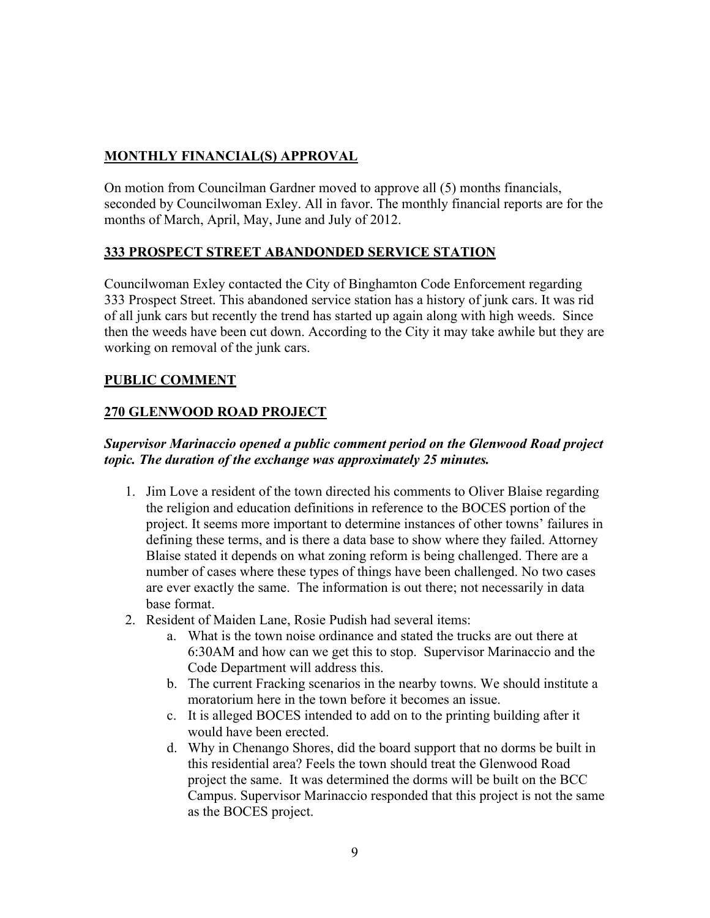## MONTHLY FINANCIAL(S) APPROVAL

On motion from Councilman Gardner moved to approve all (5) months financials, seconded by Councilwoman Exley. All in favor. The monthly financial reports are for the months of March, April, May, June and July of 2012.

## 333 PROSPECT STREET ABANDONDED SERVICE STATION

Councilwoman Exley contacted the City of Binghamton Code Enforcement regarding 333 Prospect Street. This abandoned service station has a history of junk cars. It was rid of all junk cars but recently the trend has started up again along with high weeds. Since then the weeds have been cut down. According to the City it may take awhile but they are working on removal of the junk cars.

## PUBLIC COMMENT

## 270 GLENWOOD ROAD PROJECT

***Supervisor Marinaccio opened a public comment period on the Glenwood Road project topic. The duration of the exchange was approximately 25 minutes.***

1. Jim Love a resident of the town directed his comments to Oliver Blaise regarding the religion and education definitions in reference to the BOCES portion of the project. It seems more important to determine instances of other towns' failures in defining these terms, and is there a data base to show where they failed. Attorney Blaise stated it depends on what zoning reform is being challenged. There are a number of cases where these types of things have been challenged. No two cases are ever exactly the same. The information is out there; not necessarily in data base format.
2. Resident of Maiden Lane, Rosie Pudish had several items:
   a. What is the town noise ordinance and stated the trucks are out there at 6:30AM and how can we get this to stop. Supervisor Marinaccio and the Code Department will address this.
   b. The current Fracking scenarios in the nearby towns. We should institute a moratorium here in the town before it becomes an issue.
   c. It is alleged BOCES intended to add on to the printing building after it would have been erected.
   d. Why in Chenango Shores, did the board support that no dorms be built in this residential area? Feels the town should treat the Glenwood Road project the same. It was determined the dorms will be built on the BCC Campus. Supervisor Marinaccio responded that this project is not the same as the BOCES project.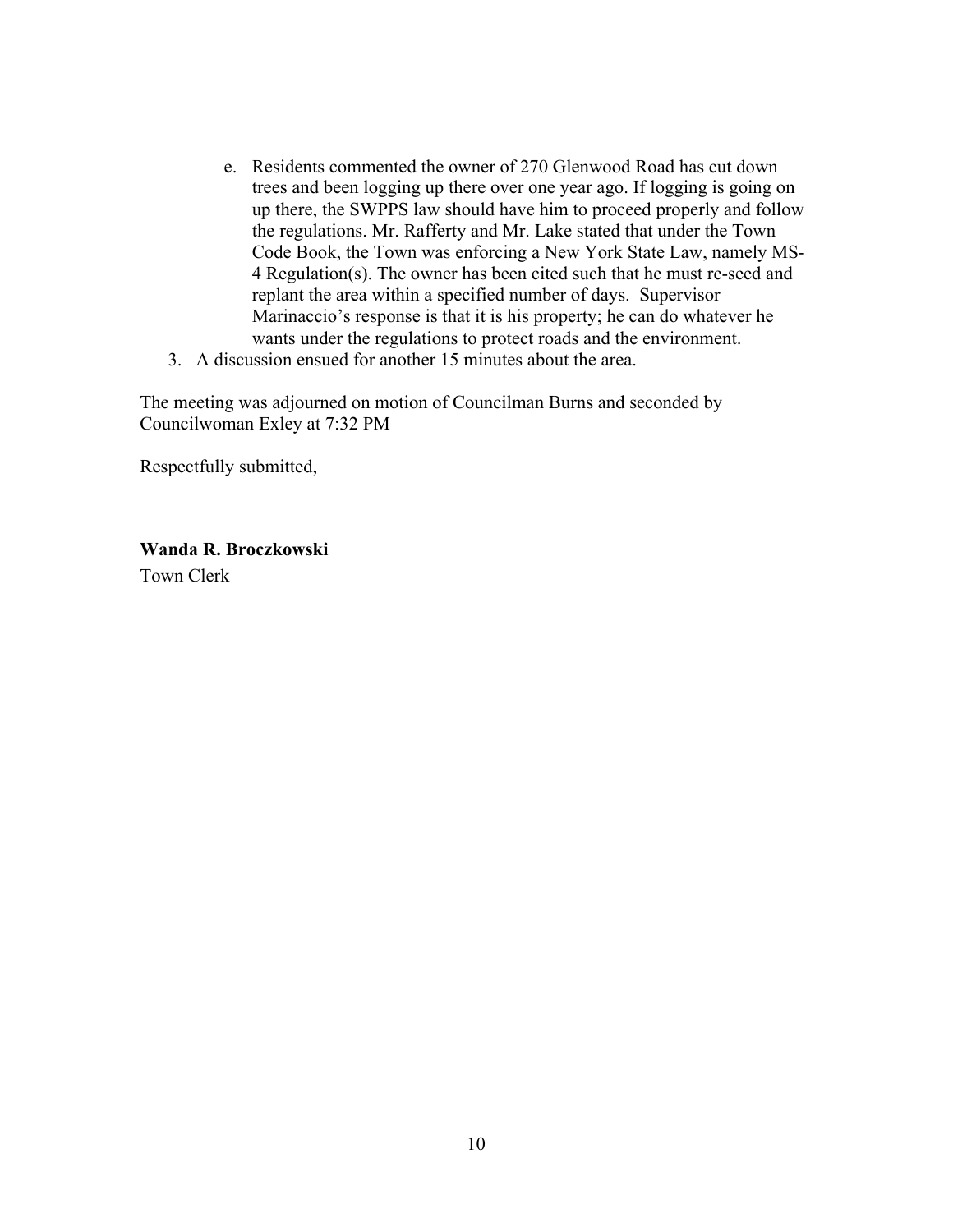e. Residents commented the owner of 270 Glenwood Road has cut down trees and been logging up there over one year ago. If logging is going on up there, the SWPPS law should have him to proceed properly and follow the regulations. Mr. Rafferty and Mr. Lake stated that under the Town Code Book, the Town was enforcing a New York State Law, namely MS-4 Regulation(s). The owner has been cited such that he must re-seed and replant the area within a specified number of days. Supervisor Marinaccio's response is that it is his property; he can do whatever he wants under the regulations to protect roads and the environment.

3. A discussion ensued for another 15 minutes about the area.

The meeting was adjourned on motion of Councilman Burns and seconded by Councilwoman Exley at 7:32 PM

Respectfully submitted,

**Wanda R. Broczkowski**
Town Clerk